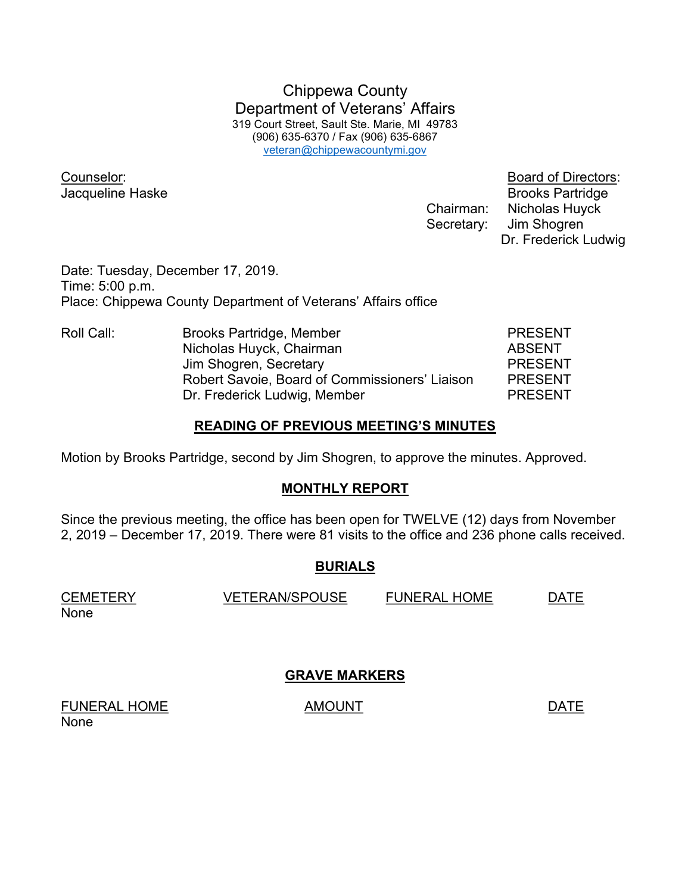# Chippewa County
## Department of Veterans' Affairs

319 Court Street, Sault Ste. Marie, MI 49783
(906) 635-6370 / Fax (906) 635-6867
veteran@chippewacountymi.gov

Counselor:
Jacqueline Haske

Board of Directors:
Brooks Partridge
Chairman: Nicholas Huyck
Secretary: Jim Shogren
Dr. Frederick Ludwig

Date: Tuesday, December 17, 2019.
Time: 5:00 p.m.
Place: Chippewa County Department of Veterans' Affairs office

| Roll Call: | | |
|---|---|---|
| | Brooks Partridge, Member | PRESENT |
| | Nicholas Huyck, Chairman | ABSENT |
| | Jim Shogren, Secretary | PRESENT |
| | Robert Savoie, Board of Commissioners' Liaison | PRESENT |
| | Dr. Frederick Ludwig, Member | PRESENT |

### READING OF PREVIOUS MEETING'S MINUTES

Motion by Brooks Partridge, second by Jim Shogren, to approve the minutes. Approved.

### MONTHLY REPORT

Since the previous meeting, the office has been open for TWELVE (12) days from November 2, 2019 – December 17, 2019. There were 81 visits to the office and 236 phone calls received.

### BURIALS

| CEMETERY | VETERAN/SPOUSE | FUNERAL HOME | DATE |
|---|---|---|---|
| None | | | |

### GRAVE MARKERS

| FUNERAL HOME | AMOUNT | DATE |
|---|---|---|
| None | | |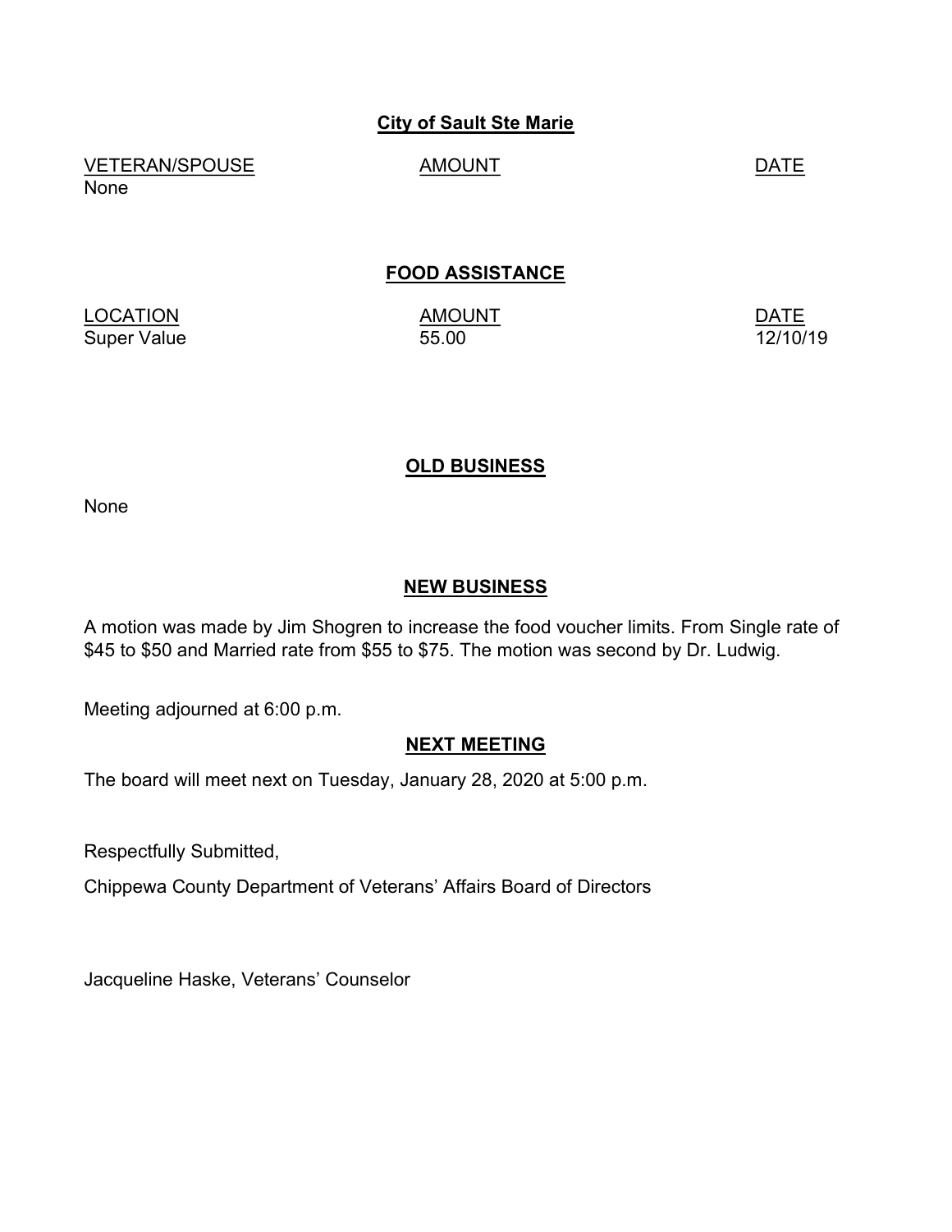**City of Sault Ste Marie**

| VETERAN/SPOUSE | AMOUNT | DATE |
| --- | --- | --- |
| None | | |

## FOOD ASSISTANCE

| LOCATION | AMOUNT | DATE |
| --- | --- | --- |
| Super Value | 55.00 | 12/10/19 |

## OLD BUSINESS

None

## NEW BUSINESS

A motion was made by Jim Shogren to increase the food voucher limits. From Single rate of $45 to $50 and Married rate from $55 to $75. The motion was second by Dr. Ludwig.

Meeting adjourned at 6:00 p.m.

## NEXT MEETING

The board will meet next on Tuesday, January 28, 2020 at 5:00 p.m.

Respectfully Submitted,

Chippewa County Department of Veterans' Affairs Board of Directors

Jacqueline Haske, Veterans' Counselor